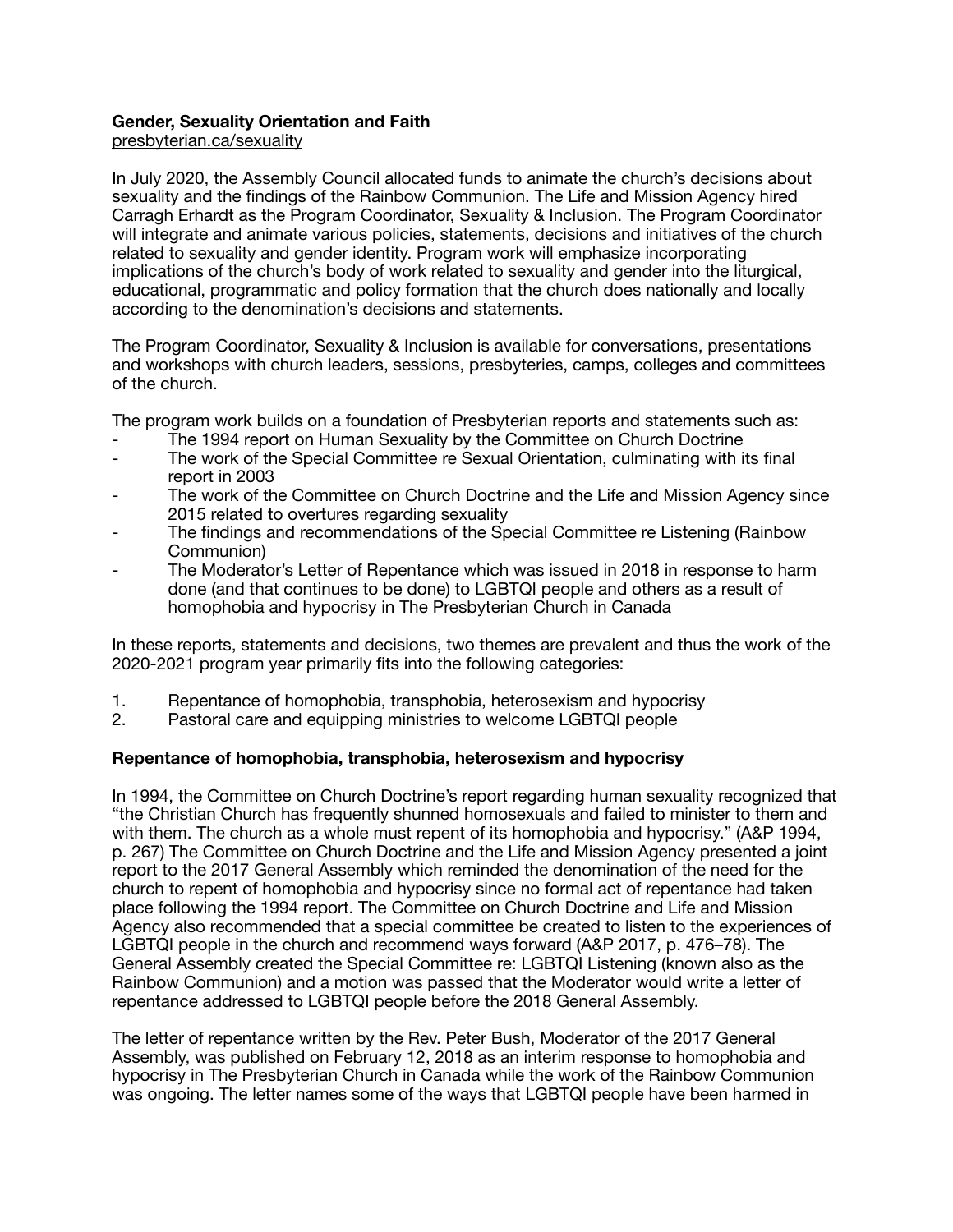**Gender, Sexuality Orientation and Faith**
presbyterian.ca/sexuality

In July 2020, the Assembly Council allocated funds to animate the church's decisions about sexuality and the findings of the Rainbow Communion. The Life and Mission Agency hired Carragh Erhardt as the Program Coordinator, Sexuality & Inclusion. The Program Coordinator will integrate and animate various policies, statements, decisions and initiatives of the church related to sexuality and gender identity. Program work will emphasize incorporating implications of the church's body of work related to sexuality and gender into the liturgical, educational, programmatic and policy formation that the church does nationally and locally according to the denomination's decisions and statements.

The Program Coordinator, Sexuality & Inclusion is available for conversations, presentations and workshops with church leaders, sessions, presbyteries, camps, colleges and committees of the church.

The program work builds on a foundation of Presbyterian reports and statements such as:

- The 1994 report on Human Sexuality by the Committee on Church Doctrine
- The work of the Special Committee re Sexual Orientation, culminating with its final report in 2003
- The work of the Committee on Church Doctrine and the Life and Mission Agency since 2015 related to overtures regarding sexuality
- The findings and recommendations of the Special Committee re Listening (Rainbow Communion)
- The Moderator's Letter of Repentance which was issued in 2018 in response to harm done (and that continues to be done) to LGBTQI people and others as a result of homophobia and hypocrisy in The Presbyterian Church in Canada

In these reports, statements and decisions, two themes are prevalent and thus the work of the 2020-2021 program year primarily fits into the following categories:

1. Repentance of homophobia, transphobia, heterosexism and hypocrisy
2. Pastoral care and equipping ministries to welcome LGBTQI people

**Repentance of homophobia, transphobia, heterosexism and hypocrisy**

In 1994, the Committee on Church Doctrine's report regarding human sexuality recognized that "the Christian Church has frequently shunned homosexuals and failed to minister to them and with them. The church as a whole must repent of its homophobia and hypocrisy." (A&P 1994, p. 267) The Committee on Church Doctrine and the Life and Mission Agency presented a joint report to the 2017 General Assembly which reminded the denomination of the need for the church to repent of homophobia and hypocrisy since no formal act of repentance had taken place following the 1994 report. The Committee on Church Doctrine and Life and Mission Agency also recommended that a special committee be created to listen to the experiences of LGBTQI people in the church and recommend ways forward (A&P 2017, p. 476–78). The General Assembly created the Special Committee re: LGBTQI Listening (known also as the Rainbow Communion) and a motion was passed that the Moderator would write a letter of repentance addressed to LGBTQI people before the 2018 General Assembly.

The letter of repentance written by the Rev. Peter Bush, Moderator of the 2017 General Assembly, was published on February 12, 2018 as an interim response to homophobia and hypocrisy in The Presbyterian Church in Canada while the work of the Rainbow Communion was ongoing. The letter names some of the ways that LGBTQI people have been harmed in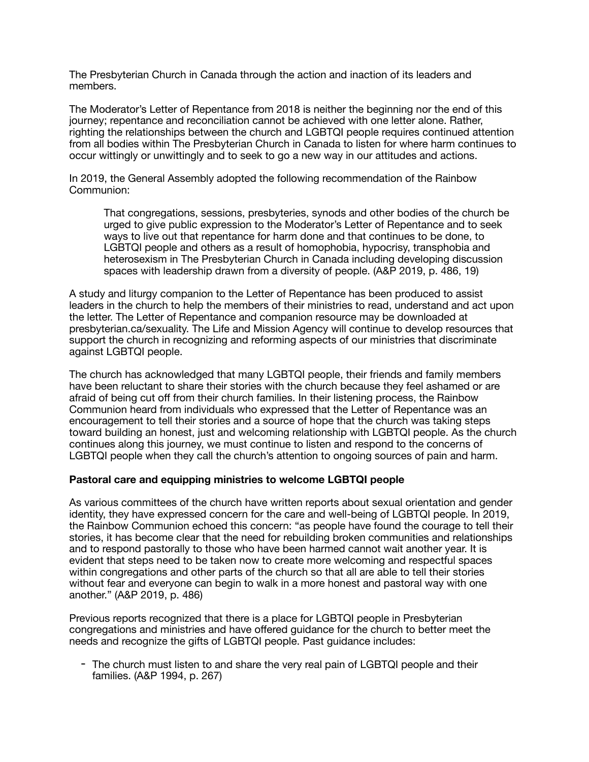The Presbyterian Church in Canada through the action and inaction of its leaders and members.

The Moderator's Letter of Repentance from 2018 is neither the beginning nor the end of this journey; repentance and reconciliation cannot be achieved with one letter alone. Rather, righting the relationships between the church and LGBTQI people requires continued attention from all bodies within The Presbyterian Church in Canada to listen for where harm continues to occur wittingly or unwittingly and to seek to go a new way in our attitudes and actions.

In 2019, the General Assembly adopted the following recommendation of the Rainbow Communion:

> That congregations, sessions, presbyteries, synods and other bodies of the church be urged to give public expression to the Moderator's Letter of Repentance and to seek ways to live out that repentance for harm done and that continues to be done, to LGBTQI people and others as a result of homophobia, hypocrisy, transphobia and heterosexism in The Presbyterian Church in Canada including developing discussion spaces with leadership drawn from a diversity of people. (A&P 2019, p. 486, 19)

A study and liturgy companion to the Letter of Repentance has been produced to assist leaders in the church to help the members of their ministries to read, understand and act upon the letter. The Letter of Repentance and companion resource may be downloaded at presbyterian.ca/sexuality. The Life and Mission Agency will continue to develop resources that support the church in recognizing and reforming aspects of our ministries that discriminate against LGBTQI people.

The church has acknowledged that many LGBTQI people, their friends and family members have been reluctant to share their stories with the church because they feel ashamed or are afraid of being cut off from their church families. In their listening process, the Rainbow Communion heard from individuals who expressed that the Letter of Repentance was an encouragement to tell their stories and a source of hope that the church was taking steps toward building an honest, just and welcoming relationship with LGBTQI people. As the church continues along this journey, we must continue to listen and respond to the concerns of LGBTQI people when they call the church's attention to ongoing sources of pain and harm.

**Pastoral care and equipping ministries to welcome LGBTQI people**

As various committees of the church have written reports about sexual orientation and gender identity, they have expressed concern for the care and well-being of LGBTQI people. In 2019, the Rainbow Communion echoed this concern: "as people have found the courage to tell their stories, it has become clear that the need for rebuilding broken communities and relationships and to respond pastorally to those who have been harmed cannot wait another year. It is evident that steps need to be taken now to create more welcoming and respectful spaces within congregations and other parts of the church so that all are able to tell their stories without fear and everyone can begin to walk in a more honest and pastoral way with one another." (A&P 2019, p. 486)

Previous reports recognized that there is a place for LGBTQI people in Presbyterian congregations and ministries and have offered guidance for the church to better meet the needs and recognize the gifts of LGBTQI people. Past guidance includes:

- The church must listen to and share the very real pain of LGBTQI people and their families. (A&P 1994, p. 267)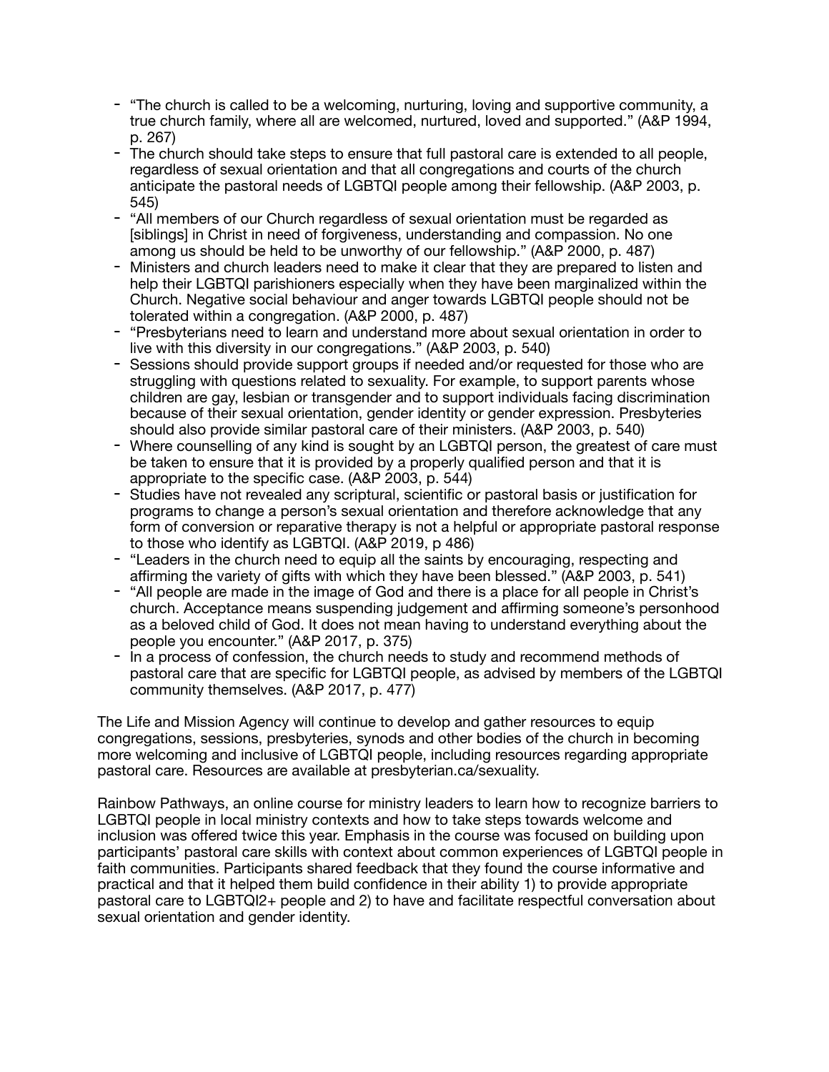- "The church is called to be a welcoming, nurturing, loving and supportive community, a true church family, where all are welcomed, nurtured, loved and supported." (A&P 1994, p. 267)
- The church should take steps to ensure that full pastoral care is extended to all people, regardless of sexual orientation and that all congregations and courts of the church anticipate the pastoral needs of LGBTQI people among their fellowship. (A&P 2003, p. 545)
- "All members of our Church regardless of sexual orientation must be regarded as [siblings] in Christ in need of forgiveness, understanding and compassion. No one among us should be held to be unworthy of our fellowship." (A&P 2000, p. 487)
- Ministers and church leaders need to make it clear that they are prepared to listen and help their LGBTQI parishioners especially when they have been marginalized within the Church. Negative social behaviour and anger towards LGBTQI people should not be tolerated within a congregation. (A&P 2000, p. 487)
- "Presbyterians need to learn and understand more about sexual orientation in order to live with this diversity in our congregations." (A&P 2003, p. 540)
- Sessions should provide support groups if needed and/or requested for those who are struggling with questions related to sexuality. For example, to support parents whose children are gay, lesbian or transgender and to support individuals facing discrimination because of their sexual orientation, gender identity or gender expression. Presbyteries should also provide similar pastoral care of their ministers. (A&P 2003, p. 540)
- Where counselling of any kind is sought by an LGBTQI person, the greatest of care must be taken to ensure that it is provided by a properly qualified person and that it is appropriate to the specific case. (A&P 2003, p. 544)
- Studies have not revealed any scriptural, scientific or pastoral basis or justification for programs to change a person's sexual orientation and therefore acknowledge that any form of conversion or reparative therapy is not a helpful or appropriate pastoral response to those who identify as LGBTQI. (A&P 2019, p 486)
- "Leaders in the church need to equip all the saints by encouraging, respecting and affirming the variety of gifts with which they have been blessed." (A&P 2003, p. 541)
- "All people are made in the image of God and there is a place for all people in Christ's church. Acceptance means suspending judgement and affirming someone's personhood as a beloved child of God. It does not mean having to understand everything about the people you encounter." (A&P 2017, p. 375)
- In a process of confession, the church needs to study and recommend methods of pastoral care that are specific for LGBTQI people, as advised by members of the LGBTQI community themselves. (A&P 2017, p. 477)

The Life and Mission Agency will continue to develop and gather resources to equip congregations, sessions, presbyteries, synods and other bodies of the church in becoming more welcoming and inclusive of LGBTQI people, including resources regarding appropriate pastoral care. Resources are available at presbyterian.ca/sexuality.

Rainbow Pathways, an online course for ministry leaders to learn how to recognize barriers to LGBTQI people in local ministry contexts and how to take steps towards welcome and inclusion was offered twice this year. Emphasis in the course was focused on building upon participants' pastoral care skills with context about common experiences of LGBTQI people in faith communities. Participants shared feedback that they found the course informative and practical and that it helped them build confidence in their ability 1) to provide appropriate pastoral care to LGBTQI2+ people and 2) to have and facilitate respectful conversation about sexual orientation and gender identity.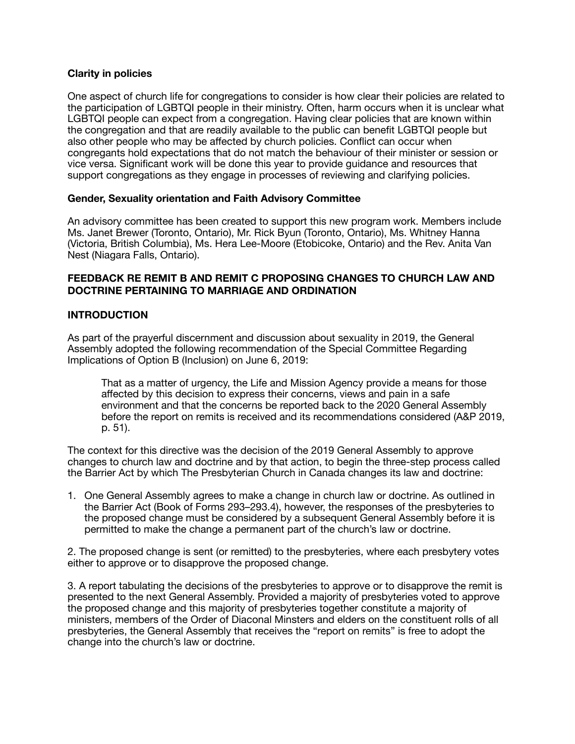**Clarity in policies**

One aspect of church life for congregations to consider is how clear their policies are related to the participation of LGBTQI people in their ministry. Often, harm occurs when it is unclear what LGBTQI people can expect from a congregation. Having clear policies that are known within the congregation and that are readily available to the public can benefit LGBTQI people but also other people who may be affected by church policies. Conflict can occur when congregants hold expectations that do not match the behaviour of their minister or session or vice versa. Significant work will be done this year to provide guidance and resources that support congregations as they engage in processes of reviewing and clarifying policies.

**Gender, Sexuality orientation and Faith Advisory Committee**

An advisory committee has been created to support this new program work. Members include Ms. Janet Brewer (Toronto, Ontario), Mr. Rick Byun (Toronto, Ontario), Ms. Whitney Hanna (Victoria, British Columbia), Ms. Hera Lee-Moore (Etobicoke, Ontario) and the Rev. Anita Van Nest (Niagara Falls, Ontario).

## FEEDBACK RE REMIT B AND REMIT C PROPOSING CHANGES TO CHURCH LAW AND DOCTRINE PERTAINING TO MARRIAGE AND ORDINATION

## INTRODUCTION

As part of the prayerful discernment and discussion about sexuality in 2019, the General Assembly adopted the following recommendation of the Special Committee Regarding Implications of Option B (Inclusion) on June 6, 2019:

> That as a matter of urgency, the Life and Mission Agency provide a means for those affected by this decision to express their concerns, views and pain in a safe environment and that the concerns be reported back to the 2020 General Assembly before the report on remits is received and its recommendations considered (A&P 2019, p. 51).

The context for this directive was the decision of the 2019 General Assembly to approve changes to church law and doctrine and by that action, to begin the three-step process called the Barrier Act by which The Presbyterian Church in Canada changes its law and doctrine:

1. One General Assembly agrees to make a change in church law or doctrine. As outlined in the Barrier Act (Book of Forms 293–293.4), however, the responses of the presbyteries to the proposed change must be considered by a subsequent General Assembly before it is permitted to make the change a permanent part of the church's law or doctrine.

2. The proposed change is sent (or remitted) to the presbyteries, where each presbytery votes either to approve or to disapprove the proposed change.

3. A report tabulating the decisions of the presbyteries to approve or to disapprove the remit is presented to the next General Assembly. Provided a majority of presbyteries voted to approve the proposed change and this majority of presbyteries together constitute a majority of ministers, members of the Order of Diaconal Minsters and elders on the constituent rolls of all presbyteries, the General Assembly that receives the "report on remits" is free to adopt the change into the church's law or doctrine.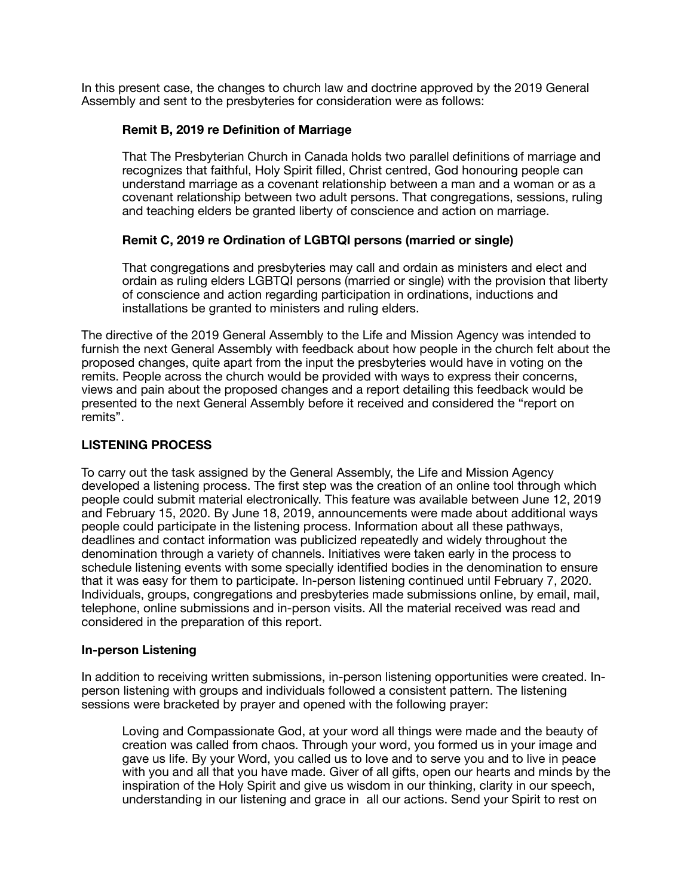In this present case, the changes to church law and doctrine approved by the 2019 General Assembly and sent to the presbyteries for consideration were as follows:

> **Remit B, 2019 re Definition of Marriage**
>
> That The Presbyterian Church in Canada holds two parallel definitions of marriage and recognizes that faithful, Holy Spirit filled, Christ centred, God honouring people can understand marriage as a covenant relationship between a man and a woman or as a covenant relationship between two adult persons. That congregations, sessions, ruling and teaching elders be granted liberty of conscience and action on marriage.
>
> **Remit C, 2019 re Ordination of LGBTQI persons (married or single)**
>
> That congregations and presbyteries may call and ordain as ministers and elect and ordain as ruling elders LGBTQI persons (married or single) with the provision that liberty of conscience and action regarding participation in ordinations, inductions and installations be granted to ministers and ruling elders.

The directive of the 2019 General Assembly to the Life and Mission Agency was intended to furnish the next General Assembly with feedback about how people in the church felt about the proposed changes, quite apart from the input the presbyteries would have in voting on the remits. People across the church would be provided with ways to express their concerns, views and pain about the proposed changes and a report detailing this feedback would be presented to the next General Assembly before it received and considered the "report on remits".

## LISTENING PROCESS

To carry out the task assigned by the General Assembly, the Life and Mission Agency developed a listening process. The first step was the creation of an online tool through which people could submit material electronically. This feature was available between June 12, 2019 and February 15, 2020. By June 18, 2019, announcements were made about additional ways people could participate in the listening process. Information about all these pathways, deadlines and contact information was publicized repeatedly and widely throughout the denomination through a variety of channels. Initiatives were taken early in the process to schedule listening events with some specially identified bodies in the denomination to ensure that it was easy for them to participate. In-person listening continued until February 7, 2020. Individuals, groups, congregations and presbyteries made submissions online, by email, mail, telephone, online submissions and in-person visits. All the material received was read and considered in the preparation of this report.

### In-person Listening

In addition to receiving written submissions, in-person listening opportunities were created. In-person listening with groups and individuals followed a consistent pattern. The listening sessions were bracketed by prayer and opened with the following prayer:

> Loving and Compassionate God, at your word all things were made and the beauty of creation was called from chaos. Through your word, you formed us in your image and gave us life. By your Word, you called us to love and to serve you and to live in peace with you and all that you have made. Giver of all gifts, open our hearts and minds by the inspiration of the Holy Spirit and give us wisdom in our thinking, clarity in our speech, understanding in our listening and grace in all our actions. Send your Spirit to rest on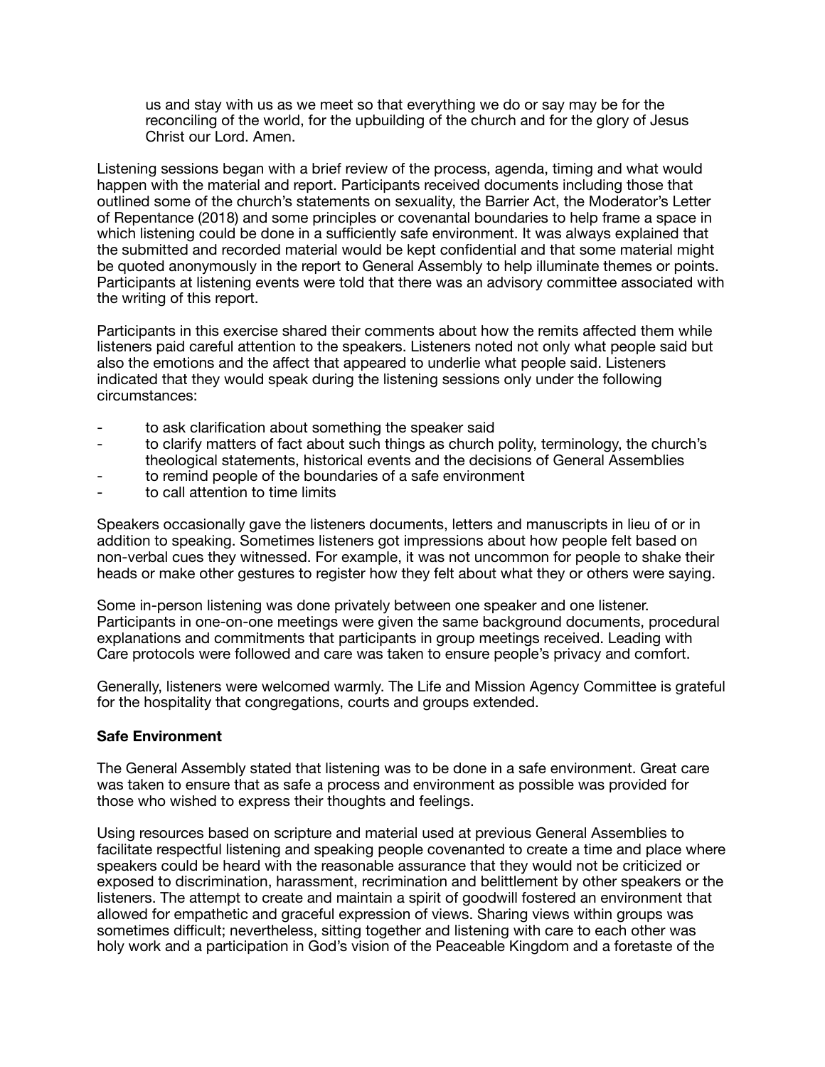> us and stay with us as we meet so that everything we do or say may be for the reconciling of the world, for the upbuilding of the church and for the glory of Jesus Christ our Lord. Amen.

Listening sessions began with a brief review of the process, agenda, timing and what would happen with the material and report. Participants received documents including those that outlined some of the church's statements on sexuality, the Barrier Act, the Moderator's Letter of Repentance (2018) and some principles or covenantal boundaries to help frame a space in which listening could be done in a sufficiently safe environment. It was always explained that the submitted and recorded material would be kept confidential and that some material might be quoted anonymously in the report to General Assembly to help illuminate themes or points. Participants at listening events were told that there was an advisory committee associated with the writing of this report.

Participants in this exercise shared their comments about how the remits affected them while listeners paid careful attention to the speakers. Listeners noted not only what people said but also the emotions and the affect that appeared to underlie what people said. Listeners indicated that they would speak during the listening sessions only under the following circumstances:

- to ask clarification about something the speaker said
- to clarify matters of fact about such things as church polity, terminology, the church's theological statements, historical events and the decisions of General Assemblies
- to remind people of the boundaries of a safe environment
- to call attention to time limits

Speakers occasionally gave the listeners documents, letters and manuscripts in lieu of or in addition to speaking. Sometimes listeners got impressions about how people felt based on non-verbal cues they witnessed. For example, it was not uncommon for people to shake their heads or make other gestures to register how they felt about what they or others were saying.

Some in-person listening was done privately between one speaker and one listener. Participants in one-on-one meetings were given the same background documents, procedural explanations and commitments that participants in group meetings received. Leading with Care protocols were followed and care was taken to ensure people's privacy and comfort.

Generally, listeners were welcomed warmly. The Life and Mission Agency Committee is grateful for the hospitality that congregations, courts and groups extended.

**Safe Environment**

The General Assembly stated that listening was to be done in a safe environment. Great care was taken to ensure that as safe a process and environment as possible was provided for those who wished to express their thoughts and feelings.

Using resources based on scripture and material used at previous General Assemblies to facilitate respectful listening and speaking people covenanted to create a time and place where speakers could be heard with the reasonable assurance that they would not be criticized or exposed to discrimination, harassment, recrimination and belittlement by other speakers or the listeners. The attempt to create and maintain a spirit of goodwill fostered an environment that allowed for empathetic and graceful expression of views. Sharing views within groups was sometimes difficult; nevertheless, sitting together and listening with care to each other was holy work and a participation in God's vision of the Peaceable Kingdom and a foretaste of the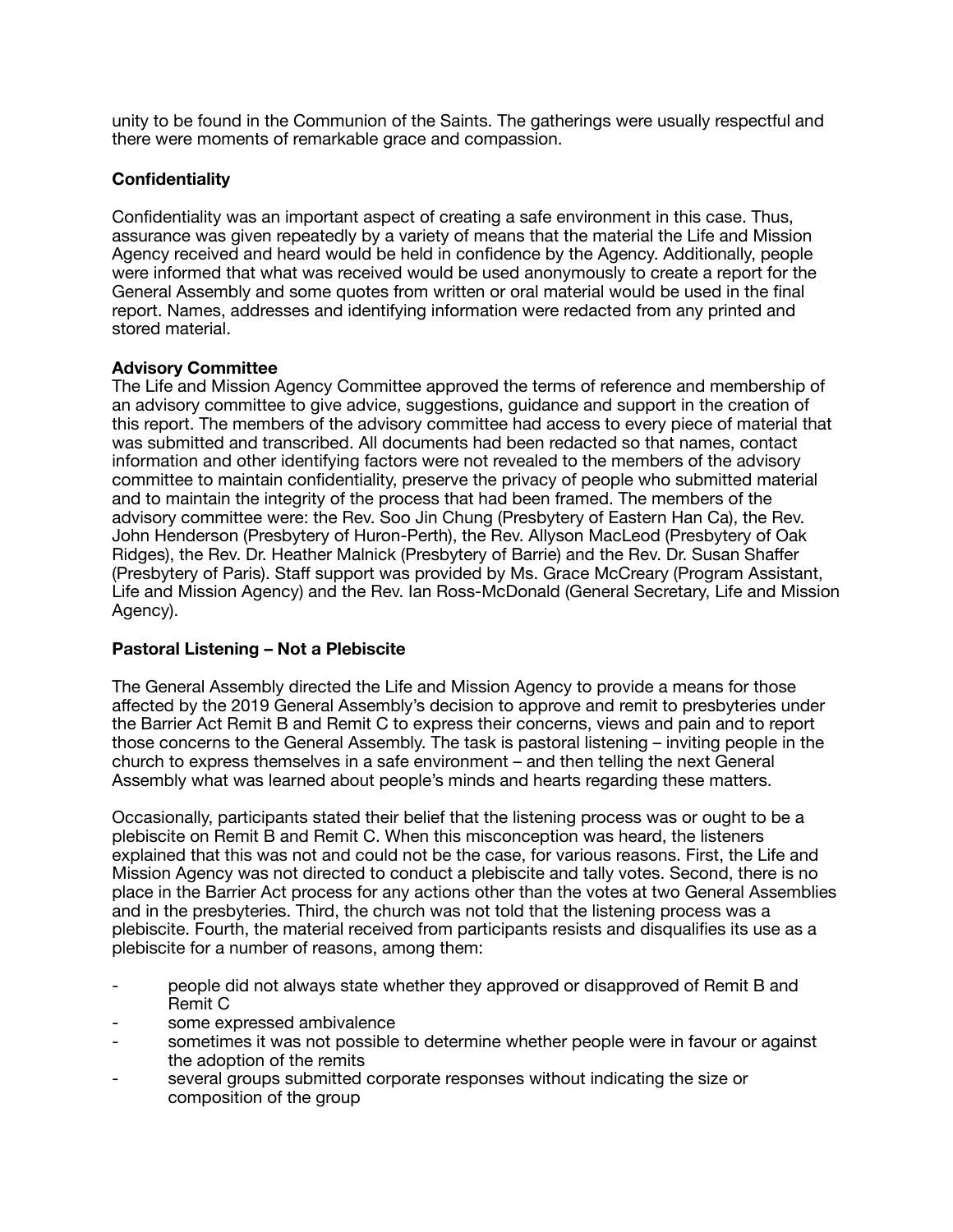unity to be found in the Communion of the Saints. The gatherings were usually respectful and there were moments of remarkable grace and compassion.

**Confidentiality**

Confidentiality was an important aspect of creating a safe environment in this case. Thus, assurance was given repeatedly by a variety of means that the material the Life and Mission Agency received and heard would be held in confidence by the Agency. Additionally, people were informed that what was received would be used anonymously to create a report for the General Assembly and some quotes from written or oral material would be used in the final report. Names, addresses and identifying information were redacted from any printed and stored material.

**Advisory Committee**

The Life and Mission Agency Committee approved the terms of reference and membership of an advisory committee to give advice, suggestions, guidance and support in the creation of this report. The members of the advisory committee had access to every piece of material that was submitted and transcribed. All documents had been redacted so that names, contact information and other identifying factors were not revealed to the members of the advisory committee to maintain confidentiality, preserve the privacy of people who submitted material and to maintain the integrity of the process that had been framed. The members of the advisory committee were: the Rev. Soo Jin Chung (Presbytery of Eastern Han Ca), the Rev. John Henderson (Presbytery of Huron-Perth), the Rev. Allyson MacLeod (Presbytery of Oak Ridges), the Rev. Dr. Heather Malnick (Presbytery of Barrie) and the Rev. Dr. Susan Shaffer (Presbytery of Paris). Staff support was provided by Ms. Grace McCreary (Program Assistant, Life and Mission Agency) and the Rev. Ian Ross-McDonald (General Secretary, Life and Mission Agency).

**Pastoral Listening – Not a Plebiscite**

The General Assembly directed the Life and Mission Agency to provide a means for those affected by the 2019 General Assembly's decision to approve and remit to presbyteries under the Barrier Act Remit B and Remit C to express their concerns, views and pain and to report those concerns to the General Assembly. The task is pastoral listening – inviting people in the church to express themselves in a safe environment – and then telling the next General Assembly what was learned about people's minds and hearts regarding these matters.

Occasionally, participants stated their belief that the listening process was or ought to be a plebiscite on Remit B and Remit C. When this misconception was heard, the listeners explained that this was not and could not be the case, for various reasons. First, the Life and Mission Agency was not directed to conduct a plebiscite and tally votes. Second, there is no place in the Barrier Act process for any actions other than the votes at two General Assemblies and in the presbyteries. Third, the church was not told that the listening process was a plebiscite. Fourth, the material received from participants resists and disqualifies its use as a plebiscite for a number of reasons, among them:

- people did not always state whether they approved or disapproved of Remit B and Remit C
- some expressed ambivalence
- sometimes it was not possible to determine whether people were in favour or against the adoption of the remits
- several groups submitted corporate responses without indicating the size or composition of the group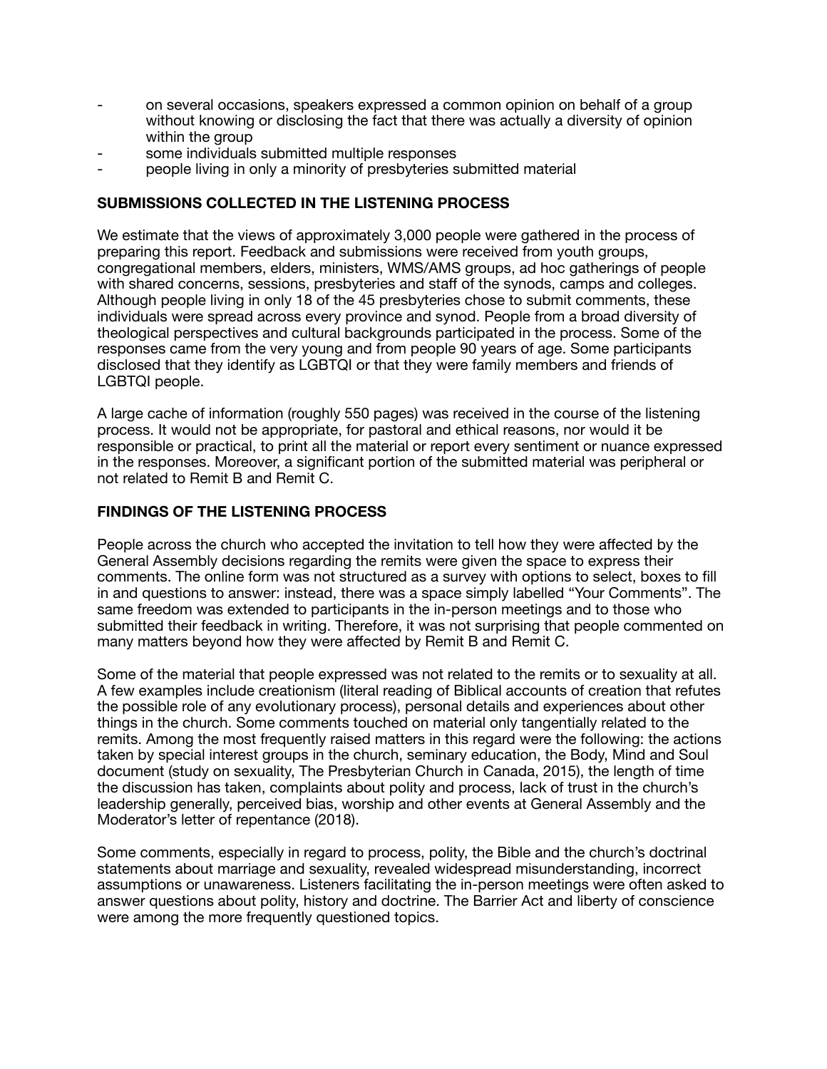- on several occasions, speakers expressed a common opinion on behalf of a group without knowing or disclosing the fact that there was actually a diversity of opinion within the group
- some individuals submitted multiple responses
- people living in only a minority of presbyteries submitted material

## SUBMISSIONS COLLECTED IN THE LISTENING PROCESS

We estimate that the views of approximately 3,000 people were gathered in the process of preparing this report. Feedback and submissions were received from youth groups, congregational members, elders, ministers, WMS/AMS groups, ad hoc gatherings of people with shared concerns, sessions, presbyteries and staff of the synods, camps and colleges. Although people living in only 18 of the 45 presbyteries chose to submit comments, these individuals were spread across every province and synod. People from a broad diversity of theological perspectives and cultural backgrounds participated in the process. Some of the responses came from the very young and from people 90 years of age. Some participants disclosed that they identify as LGBTQI or that they were family members and friends of LGBTQI people.

A large cache of information (roughly 550 pages) was received in the course of the listening process. It would not be appropriate, for pastoral and ethical reasons, nor would it be responsible or practical, to print all the material or report every sentiment or nuance expressed in the responses. Moreover, a significant portion of the submitted material was peripheral or not related to Remit B and Remit C.

## FINDINGS OF THE LISTENING PROCESS

People across the church who accepted the invitation to tell how they were affected by the General Assembly decisions regarding the remits were given the space to express their comments. The online form was not structured as a survey with options to select, boxes to fill in and questions to answer: instead, there was a space simply labelled "Your Comments". The same freedom was extended to participants in the in-person meetings and to those who submitted their feedback in writing. Therefore, it was not surprising that people commented on many matters beyond how they were affected by Remit B and Remit C.

Some of the material that people expressed was not related to the remits or to sexuality at all. A few examples include creationism (literal reading of Biblical accounts of creation that refutes the possible role of any evolutionary process), personal details and experiences about other things in the church. Some comments touched on material only tangentially related to the remits. Among the most frequently raised matters in this regard were the following: the actions taken by special interest groups in the church, seminary education, the Body, Mind and Soul document (study on sexuality, The Presbyterian Church in Canada, 2015), the length of time the discussion has taken, complaints about polity and process, lack of trust in the church's leadership generally, perceived bias, worship and other events at General Assembly and the Moderator's letter of repentance (2018).

Some comments, especially in regard to process, polity, the Bible and the church's doctrinal statements about marriage and sexuality, revealed widespread misunderstanding, incorrect assumptions or unawareness. Listeners facilitating the in-person meetings were often asked to answer questions about polity, history and doctrine. The Barrier Act and liberty of conscience were among the more frequently questioned topics.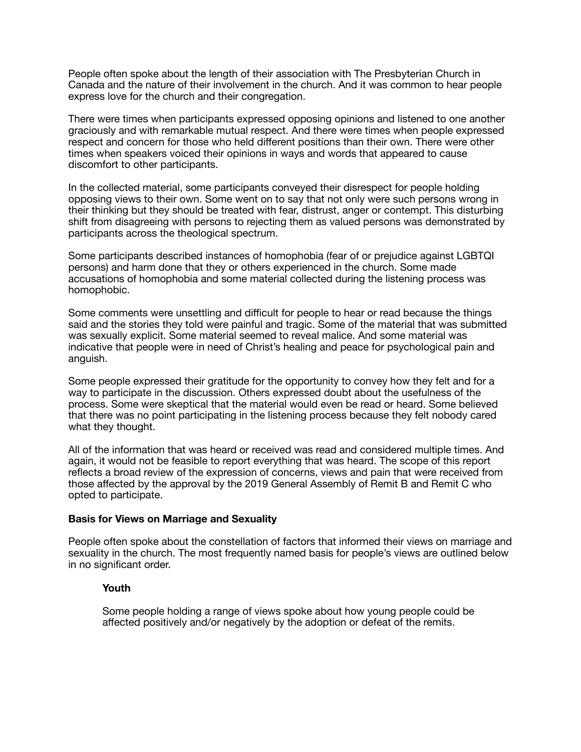People often spoke about the length of their association with The Presbyterian Church in Canada and the nature of their involvement in the church. And it was common to hear people express love for the church and their congregation.

There were times when participants expressed opposing opinions and listened to one another graciously and with remarkable mutual respect. And there were times when people expressed respect and concern for those who held different positions than their own. There were other times when speakers voiced their opinions in ways and words that appeared to cause discomfort to other participants.

In the collected material, some participants conveyed their disrespect for people holding opposing views to their own. Some went on to say that not only were such persons wrong in their thinking but they should be treated with fear, distrust, anger or contempt. This disturbing shift from disagreeing with persons to rejecting them as valued persons was demonstrated by participants across the theological spectrum.

Some participants described instances of homophobia (fear of or prejudice against LGBTQI persons) and harm done that they or others experienced in the church. Some made accusations of homophobia and some material collected during the listening process was homophobic.

Some comments were unsettling and difficult for people to hear or read because the things said and the stories they told were painful and tragic. Some of the material that was submitted was sexually explicit. Some material seemed to reveal malice. And some material was indicative that people were in need of Christ's healing and peace for psychological pain and anguish.

Some people expressed their gratitude for the opportunity to convey how they felt and for a way to participate in the discussion. Others expressed doubt about the usefulness of the process. Some were skeptical that the material would even be read or heard. Some believed that there was no point participating in the listening process because they felt nobody cared what they thought.

All of the information that was heard or received was read and considered multiple times. And again, it would not be feasible to report everything that was heard. The scope of this report reflects a broad review of the expression of concerns, views and pain that were received from those affected by the approval by the 2019 General Assembly of Remit B and Remit C who opted to participate.

### Basis for Views on Marriage and Sexuality

People often spoke about the constellation of factors that informed their views on marriage and sexuality in the church. The most frequently named basis for people's views are outlined below in no significant order.

#### Youth

Some people holding a range of views spoke about how young people could be affected positively and/or negatively by the adoption or defeat of the remits.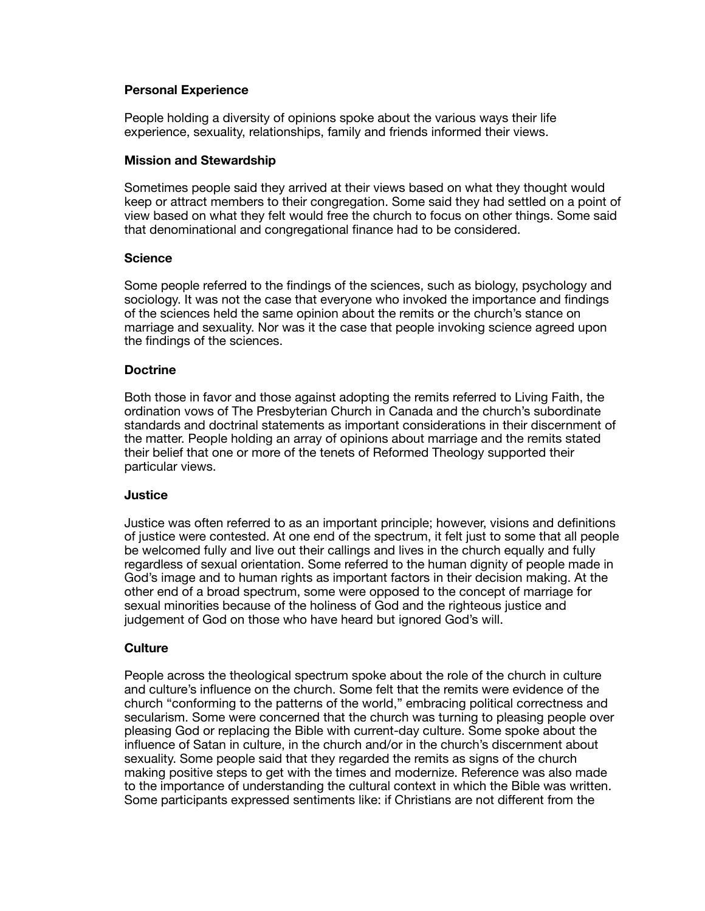### Personal Experience

People holding a diversity of opinions spoke about the various ways their life experience, sexuality, relationships, family and friends informed their views.

### Mission and Stewardship

Sometimes people said they arrived at their views based on what they thought would keep or attract members to their congregation. Some said they had settled on a point of view based on what they felt would free the church to focus on other things. Some said that denominational and congregational finance had to be considered.

### Science

Some people referred to the findings of the sciences, such as biology, psychology and sociology. It was not the case that everyone who invoked the importance and findings of the sciences held the same opinion about the remits or the church's stance on marriage and sexuality. Nor was it the case that people invoking science agreed upon the findings of the sciences.

### Doctrine

Both those in favor and those against adopting the remits referred to Living Faith, the ordination vows of The Presbyterian Church in Canada and the church's subordinate standards and doctrinal statements as important considerations in their discernment of the matter. People holding an array of opinions about marriage and the remits stated their belief that one or more of the tenets of Reformed Theology supported their particular views.

### Justice

Justice was often referred to as an important principle; however, visions and definitions of justice were contested. At one end of the spectrum, it felt just to some that all people be welcomed fully and live out their callings and lives in the church equally and fully regardless of sexual orientation. Some referred to the human dignity of people made in God's image and to human rights as important factors in their decision making. At the other end of a broad spectrum, some were opposed to the concept of marriage for sexual minorities because of the holiness of God and the righteous justice and judgement of God on those who have heard but ignored God's will.

### Culture

People across the theological spectrum spoke about the role of the church in culture and culture's influence on the church. Some felt that the remits were evidence of the church "conforming to the patterns of the world," embracing political correctness and secularism. Some were concerned that the church was turning to pleasing people over pleasing God or replacing the Bible with current-day culture. Some spoke about the influence of Satan in culture, in the church and/or in the church's discernment about sexuality. Some people said that they regarded the remits as signs of the church making positive steps to get with the times and modernize. Reference was also made to the importance of understanding the cultural context in which the Bible was written. Some participants expressed sentiments like: if Christians are not different from the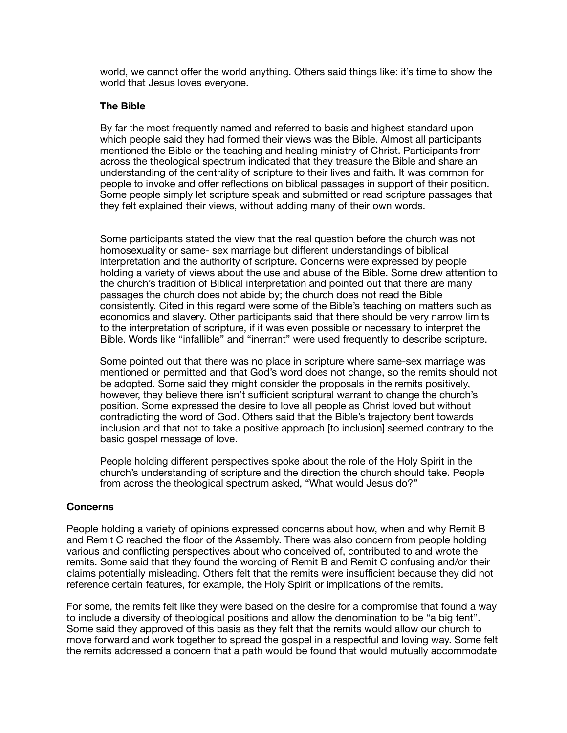world, we cannot offer the world anything. Others said things like: it's time to show the world that Jesus loves everyone.

### The Bible

By far the most frequently named and referred to basis and highest standard upon which people said they had formed their views was the Bible. Almost all participants mentioned the Bible or the teaching and healing ministry of Christ. Participants from across the theological spectrum indicated that they treasure the Bible and share an understanding of the centrality of scripture to their lives and faith. It was common for people to invoke and offer reflections on biblical passages in support of their position. Some people simply let scripture speak and submitted or read scripture passages that they felt explained their views, without adding many of their own words.

Some participants stated the view that the real question before the church was not homosexuality or same- sex marriage but different understandings of biblical interpretation and the authority of scripture. Concerns were expressed by people holding a variety of views about the use and abuse of the Bible. Some drew attention to the church's tradition of Biblical interpretation and pointed out that there are many passages the church does not abide by; the church does not read the Bible consistently. Cited in this regard were some of the Bible's teaching on matters such as economics and slavery. Other participants said that there should be very narrow limits to the interpretation of scripture, if it was even possible or necessary to interpret the Bible. Words like "infallible" and "inerrant" were used frequently to describe scripture.

Some pointed out that there was no place in scripture where same-sex marriage was mentioned or permitted and that God's word does not change, so the remits should not be adopted. Some said they might consider the proposals in the remits positively, however, they believe there isn't sufficient scriptural warrant to change the church's position. Some expressed the desire to love all people as Christ loved but without contradicting the word of God. Others said that the Bible's trajectory bent towards inclusion and that not to take a positive approach [to inclusion] seemed contrary to the basic gospel message of love.

People holding different perspectives spoke about the role of the Holy Spirit in the church's understanding of scripture and the direction the church should take. People from across the theological spectrum asked, "What would Jesus do?"

## Concerns

People holding a variety of opinions expressed concerns about how, when and why Remit B and Remit C reached the floor of the Assembly. There was also concern from people holding various and conflicting perspectives about who conceived of, contributed to and wrote the remits. Some said that they found the wording of Remit B and Remit C confusing and/or their claims potentially misleading. Others felt that the remits were insufficient because they did not reference certain features, for example, the Holy Spirit or implications of the remits.

For some, the remits felt like they were based on the desire for a compromise that found a way to include a diversity of theological positions and allow the denomination to be "a big tent". Some said they approved of this basis as they felt that the remits would allow our church to move forward and work together to spread the gospel in a respectful and loving way. Some felt the remits addressed a concern that a path would be found that would mutually accommodate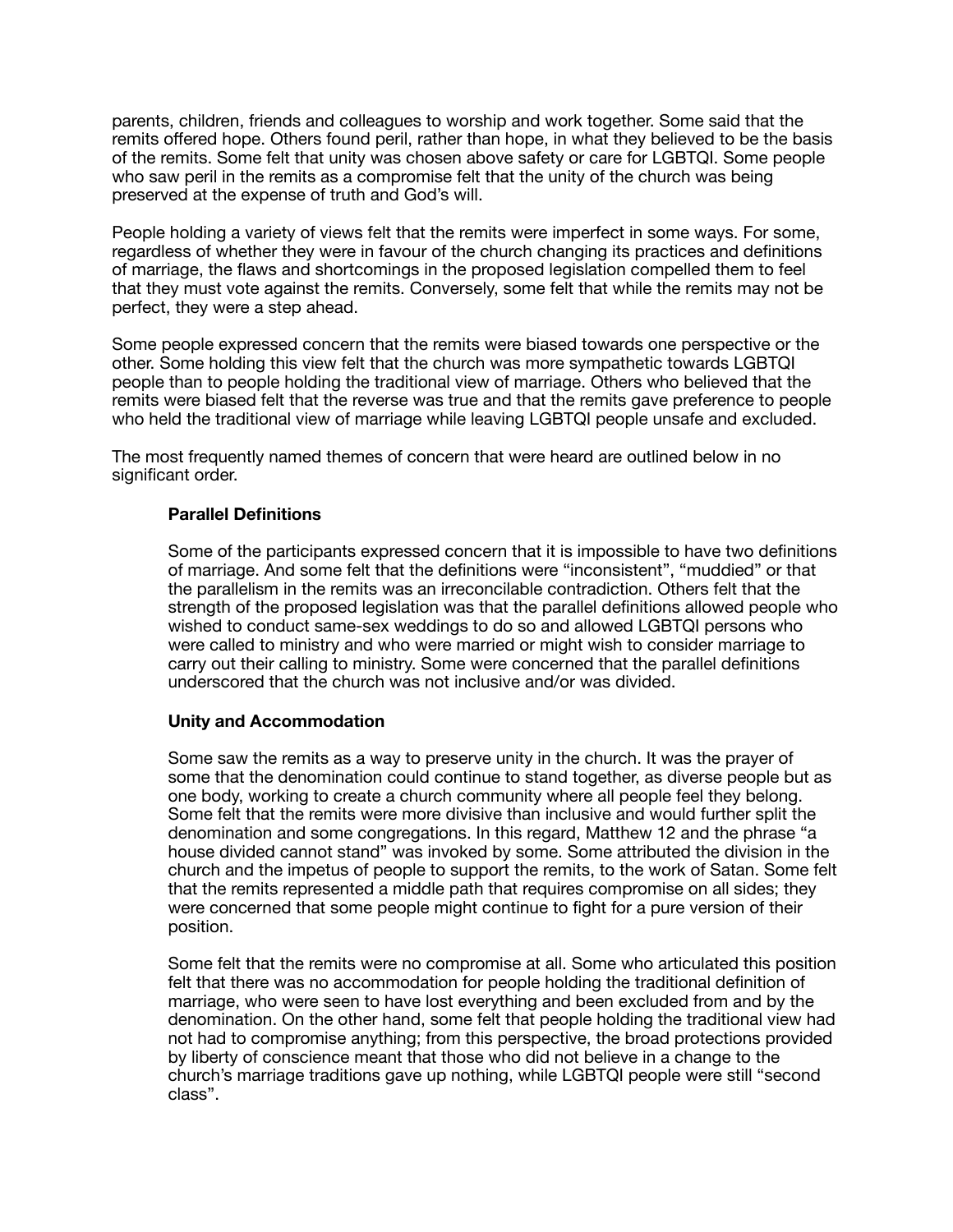parents, children, friends and colleagues to worship and work together. Some said that the remits offered hope. Others found peril, rather than hope, in what they believed to be the basis of the remits. Some felt that unity was chosen above safety or care for LGBTQI. Some people who saw peril in the remits as a compromise felt that the unity of the church was being preserved at the expense of truth and God's will.

People holding a variety of views felt that the remits were imperfect in some ways. For some, regardless of whether they were in favour of the church changing its practices and definitions of marriage, the flaws and shortcomings in the proposed legislation compelled them to feel that they must vote against the remits. Conversely, some felt that while the remits may not be perfect, they were a step ahead.

Some people expressed concern that the remits were biased towards one perspective or the other. Some holding this view felt that the church was more sympathetic towards LGBTQI people than to people holding the traditional view of marriage. Others who believed that the remits were biased felt that the reverse was true and that the remits gave preference to people who held the traditional view of marriage while leaving LGBTQI people unsafe and excluded.

The most frequently named themes of concern that were heard are outlined below in no significant order.

**Parallel Definitions**

Some of the participants expressed concern that it is impossible to have two definitions of marriage. And some felt that the definitions were "inconsistent", "muddied" or that the parallelism in the remits was an irreconcilable contradiction. Others felt that the strength of the proposed legislation was that the parallel definitions allowed people who wished to conduct same-sex weddings to do so and allowed LGBTQI persons who were called to ministry and who were married or might wish to consider marriage to carry out their calling to ministry. Some were concerned that the parallel definitions underscored that the church was not inclusive and/or was divided.

**Unity and Accommodation**

Some saw the remits as a way to preserve unity in the church. It was the prayer of some that the denomination could continue to stand together, as diverse people but as one body, working to create a church community where all people feel they belong. Some felt that the remits were more divisive than inclusive and would further split the denomination and some congregations. In this regard, Matthew 12 and the phrase "a house divided cannot stand" was invoked by some. Some attributed the division in the church and the impetus of people to support the remits, to the work of Satan. Some felt that the remits represented a middle path that requires compromise on all sides; they were concerned that some people might continue to fight for a pure version of their position.

Some felt that the remits were no compromise at all. Some who articulated this position felt that there was no accommodation for people holding the traditional definition of marriage, who were seen to have lost everything and been excluded from and by the denomination. On the other hand, some felt that people holding the traditional view had not had to compromise anything; from this perspective, the broad protections provided by liberty of conscience meant that those who did not believe in a change to the church's marriage traditions gave up nothing, while LGBTQI people were still "second class".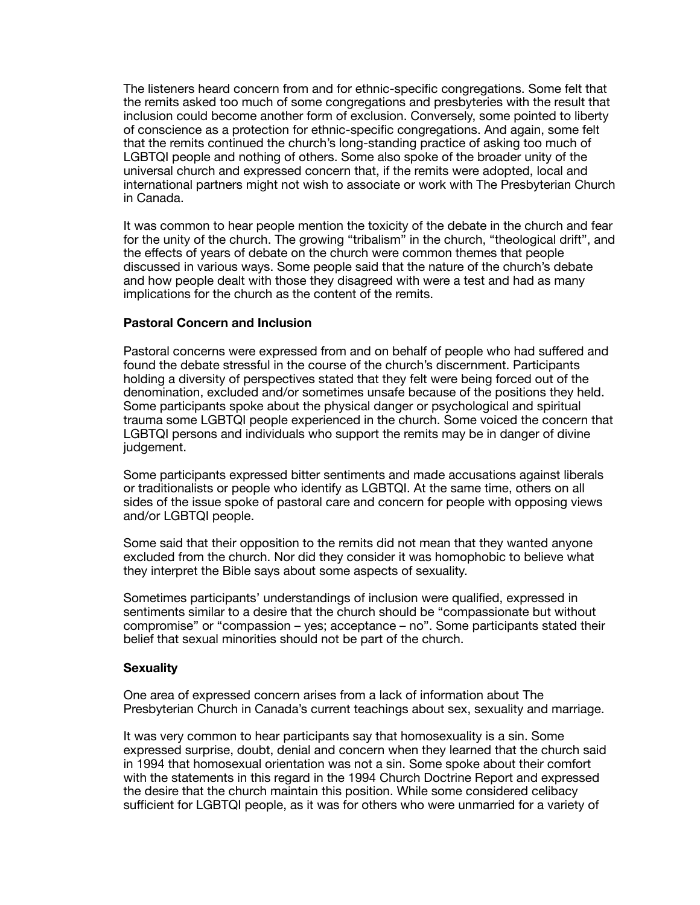The listeners heard concern from and for ethnic-specific congregations. Some felt that the remits asked too much of some congregations and presbyteries with the result that inclusion could become another form of exclusion. Conversely, some pointed to liberty of conscience as a protection for ethnic-specific congregations. And again, some felt that the remits continued the church's long-standing practice of asking too much of LGBTQI people and nothing of others. Some also spoke of the broader unity of the universal church and expressed concern that, if the remits were adopted, local and international partners might not wish to associate or work with The Presbyterian Church in Canada.

It was common to hear people mention the toxicity of the debate in the church and fear for the unity of the church. The growing "tribalism" in the church, "theological drift", and the effects of years of debate on the church were common themes that people discussed in various ways. Some people said that the nature of the church's debate and how people dealt with those they disagreed with were a test and had as many implications for the church as the content of the remits.

**Pastoral Concern and Inclusion**

Pastoral concerns were expressed from and on behalf of people who had suffered and found the debate stressful in the course of the church's discernment. Participants holding a diversity of perspectives stated that they felt were being forced out of the denomination, excluded and/or sometimes unsafe because of the positions they held. Some participants spoke about the physical danger or psychological and spiritual trauma some LGBTQI people experienced in the church. Some voiced the concern that LGBTQI persons and individuals who support the remits may be in danger of divine judgement.

Some participants expressed bitter sentiments and made accusations against liberals or traditionalists or people who identify as LGBTQI. At the same time, others on all sides of the issue spoke of pastoral care and concern for people with opposing views and/or LGBTQI people.

Some said that their opposition to the remits did not mean that they wanted anyone excluded from the church. Nor did they consider it was homophobic to believe what they interpret the Bible says about some aspects of sexuality.

Sometimes participants' understandings of inclusion were qualified, expressed in sentiments similar to a desire that the church should be "compassionate but without compromise" or "compassion – yes; acceptance – no". Some participants stated their belief that sexual minorities should not be part of the church.

**Sexuality**

One area of expressed concern arises from a lack of information about The Presbyterian Church in Canada's current teachings about sex, sexuality and marriage.

It was very common to hear participants say that homosexuality is a sin. Some expressed surprise, doubt, denial and concern when they learned that the church said in 1994 that homosexual orientation was not a sin. Some spoke about their comfort with the statements in this regard in the 1994 Church Doctrine Report and expressed the desire that the church maintain this position. While some considered celibacy sufficient for LGBTQI people, as it was for others who were unmarried for a variety of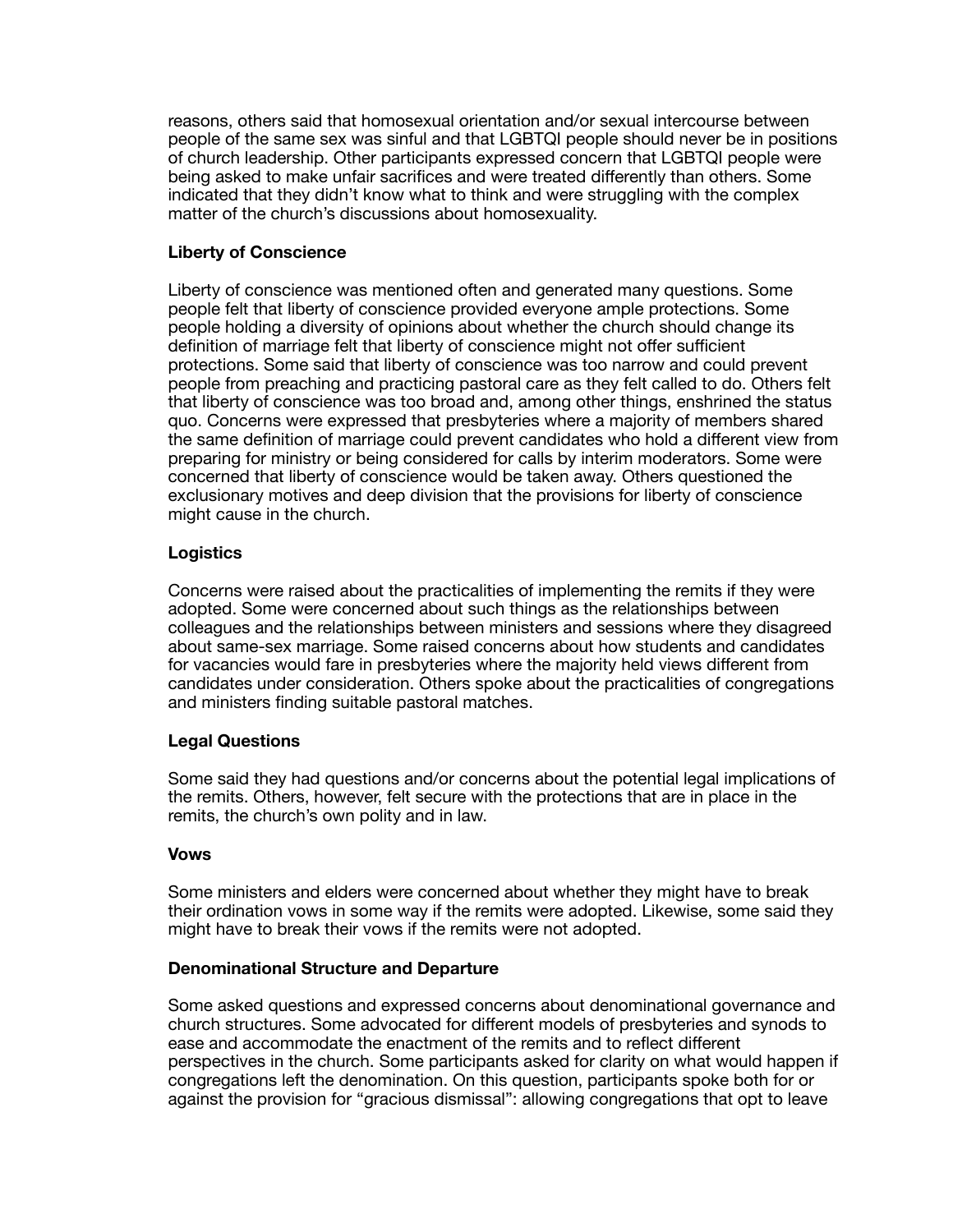reasons, others said that homosexual orientation and/or sexual intercourse between people of the same sex was sinful and that LGBTQI people should never be in positions of church leadership. Other participants expressed concern that LGBTQI people were being asked to make unfair sacrifices and were treated differently than others. Some indicated that they didn't know what to think and were struggling with the complex matter of the church's discussions about homosexuality.

**Liberty of Conscience**

Liberty of conscience was mentioned often and generated many questions. Some people felt that liberty of conscience provided everyone ample protections. Some people holding a diversity of opinions about whether the church should change its definition of marriage felt that liberty of conscience might not offer sufficient protections. Some said that liberty of conscience was too narrow and could prevent people from preaching and practicing pastoral care as they felt called to do. Others felt that liberty of conscience was too broad and, among other things, enshrined the status quo. Concerns were expressed that presbyteries where a majority of members shared the same definition of marriage could prevent candidates who hold a different view from preparing for ministry or being considered for calls by interim moderators. Some were concerned that liberty of conscience would be taken away. Others questioned the exclusionary motives and deep division that the provisions for liberty of conscience might cause in the church.

**Logistics**

Concerns were raised about the practicalities of implementing the remits if they were adopted. Some were concerned about such things as the relationships between colleagues and the relationships between ministers and sessions where they disagreed about same-sex marriage. Some raised concerns about how students and candidates for vacancies would fare in presbyteries where the majority held views different from candidates under consideration. Others spoke about the practicalities of congregations and ministers finding suitable pastoral matches.

**Legal Questions**

Some said they had questions and/or concerns about the potential legal implications of the remits. Others, however, felt secure with the protections that are in place in the remits, the church's own polity and in law.

**Vows**

Some ministers and elders were concerned about whether they might have to break their ordination vows in some way if the remits were adopted. Likewise, some said they might have to break their vows if the remits were not adopted.

**Denominational Structure and Departure**

Some asked questions and expressed concerns about denominational governance and church structures. Some advocated for different models of presbyteries and synods to ease and accommodate the enactment of the remits and to reflect different perspectives in the church. Some participants asked for clarity on what would happen if congregations left the denomination. On this question, participants spoke both for or against the provision for "gracious dismissal": allowing congregations that opt to leave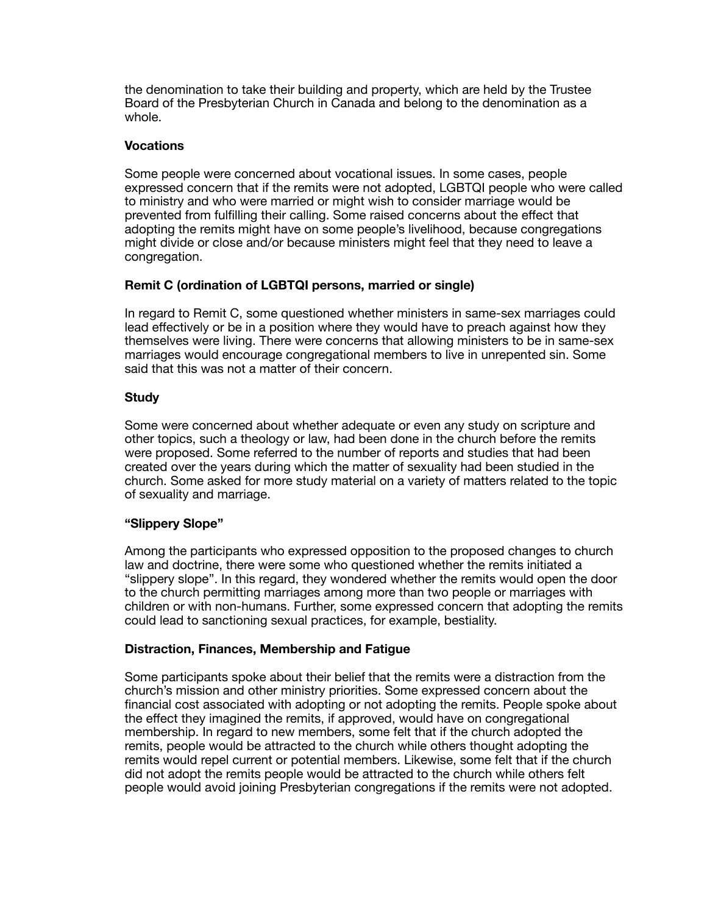the denomination to take their building and property, which are held by the Trustee Board of the Presbyterian Church in Canada and belong to the denomination as a whole.

### Vocations

Some people were concerned about vocational issues. In some cases, people expressed concern that if the remits were not adopted, LGBTQI people who were called to ministry and who were married or might wish to consider marriage would be prevented from fulfilling their calling. Some raised concerns about the effect that adopting the remits might have on some people's livelihood, because congregations might divide or close and/or because ministers might feel that they need to leave a congregation.

### Remit C (ordination of LGBTQI persons, married or single)

In regard to Remit C, some questioned whether ministers in same-sex marriages could lead effectively or be in a position where they would have to preach against how they themselves were living. There were concerns that allowing ministers to be in same-sex marriages would encourage congregational members to live in unrepented sin. Some said that this was not a matter of their concern.

### Study

Some were concerned about whether adequate or even any study on scripture and other topics, such a theology or law, had been done in the church before the remits were proposed. Some referred to the number of reports and studies that had been created over the years during which the matter of sexuality had been studied in the church. Some asked for more study material on a variety of matters related to the topic of sexuality and marriage.

### "Slippery Slope"

Among the participants who expressed opposition to the proposed changes to church law and doctrine, there were some who questioned whether the remits initiated a "slippery slope". In this regard, they wondered whether the remits would open the door to the church permitting marriages among more than two people or marriages with children or with non-humans. Further, some expressed concern that adopting the remits could lead to sanctioning sexual practices, for example, bestiality.

### Distraction, Finances, Membership and Fatigue

Some participants spoke about their belief that the remits were a distraction from the church's mission and other ministry priorities. Some expressed concern about the financial cost associated with adopting or not adopting the remits. People spoke about the effect they imagined the remits, if approved, would have on congregational membership. In regard to new members, some felt that if the church adopted the remits, people would be attracted to the church while others thought adopting the remits would repel current or potential members. Likewise, some felt that if the church did not adopt the remits people would be attracted to the church while others felt people would avoid joining Presbyterian congregations if the remits were not adopted.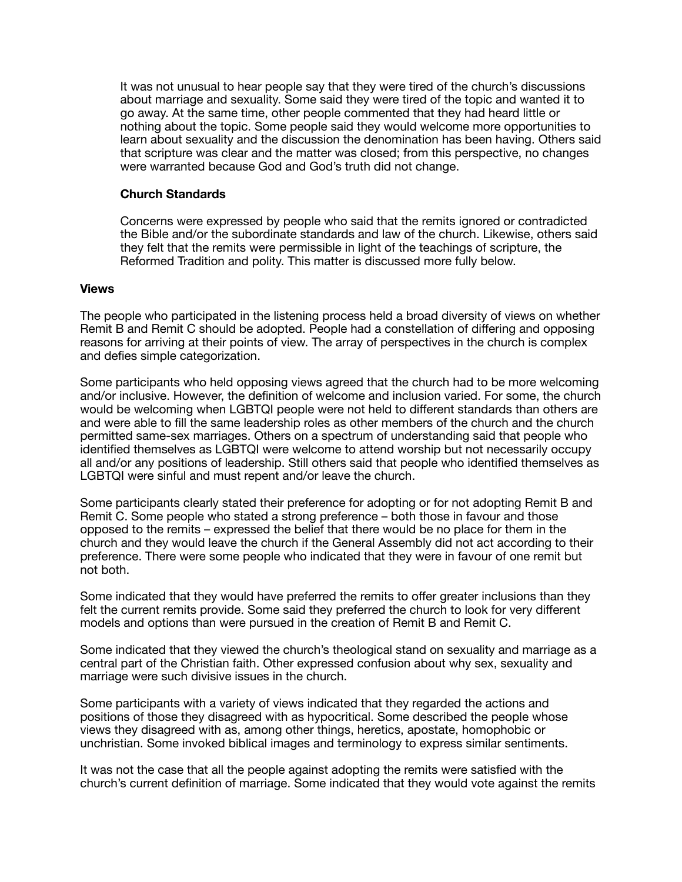It was not unusual to hear people say that they were tired of the church's discussions about marriage and sexuality. Some said they were tired of the topic and wanted it to go away. At the same time, other people commented that they had heard little or nothing about the topic. Some people said they would welcome more opportunities to learn about sexuality and the discussion the denomination has been having. Others said that scripture was clear and the matter was closed; from this perspective, no changes were warranted because God and God's truth did not change.

**Church Standards**

Concerns were expressed by people who said that the remits ignored or contradicted the Bible and/or the subordinate standards and law of the church. Likewise, others said they felt that the remits were permissible in light of the teachings of scripture, the Reformed Tradition and polity. This matter is discussed more fully below.

**Views**

The people who participated in the listening process held a broad diversity of views on whether Remit B and Remit C should be adopted. People had a constellation of differing and opposing reasons for arriving at their points of view. The array of perspectives in the church is complex and defies simple categorization.

Some participants who held opposing views agreed that the church had to be more welcoming and/or inclusive. However, the definition of welcome and inclusion varied. For some, the church would be welcoming when LGBTQI people were not held to different standards than others are and were able to fill the same leadership roles as other members of the church and the church permitted same-sex marriages. Others on a spectrum of understanding said that people who identified themselves as LGBTQI were welcome to attend worship but not necessarily occupy all and/or any positions of leadership. Still others said that people who identified themselves as LGBTQI were sinful and must repent and/or leave the church.

Some participants clearly stated their preference for adopting or for not adopting Remit B and Remit C. Some people who stated a strong preference – both those in favour and those opposed to the remits – expressed the belief that there would be no place for them in the church and they would leave the church if the General Assembly did not act according to their preference. There were some people who indicated that they were in favour of one remit but not both.

Some indicated that they would have preferred the remits to offer greater inclusions than they felt the current remits provide. Some said they preferred the church to look for very different models and options than were pursued in the creation of Remit B and Remit C.

Some indicated that they viewed the church's theological stand on sexuality and marriage as a central part of the Christian faith. Other expressed confusion about why sex, sexuality and marriage were such divisive issues in the church.

Some participants with a variety of views indicated that they regarded the actions and positions of those they disagreed with as hypocritical. Some described the people whose views they disagreed with as, among other things, heretics, apostate, homophobic or unchristian. Some invoked biblical images and terminology to express similar sentiments.

It was not the case that all the people against adopting the remits were satisfied with the church's current definition of marriage. Some indicated that they would vote against the remits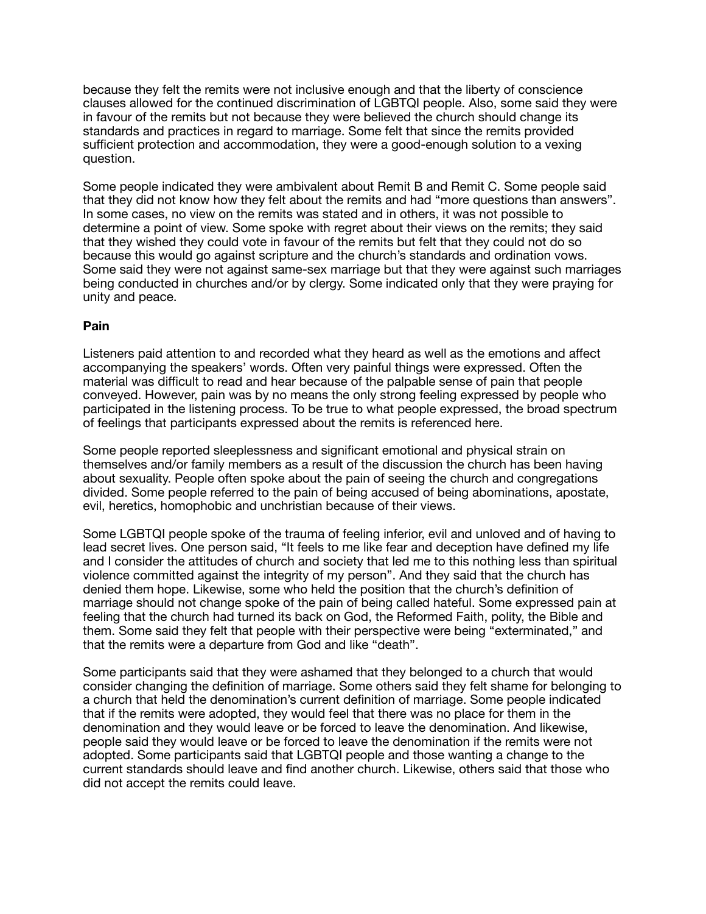because they felt the remits were not inclusive enough and that the liberty of conscience clauses allowed for the continued discrimination of LGBTQI people. Also, some said they were in favour of the remits but not because they were believed the church should change its standards and practices in regard to marriage. Some felt that since the remits provided sufficient protection and accommodation, they were a good-enough solution to a vexing question.

Some people indicated they were ambivalent about Remit B and Remit C. Some people said that they did not know how they felt about the remits and had "more questions than answers". In some cases, no view on the remits was stated and in others, it was not possible to determine a point of view. Some spoke with regret about their views on the remits; they said that they wished they could vote in favour of the remits but felt that they could not do so because this would go against scripture and the church's standards and ordination vows. Some said they were not against same-sex marriage but that they were against such marriages being conducted in churches and/or by clergy. Some indicated only that they were praying for unity and peace.

**Pain**

Listeners paid attention to and recorded what they heard as well as the emotions and affect accompanying the speakers' words. Often very painful things were expressed. Often the material was difficult to read and hear because of the palpable sense of pain that people conveyed. However, pain was by no means the only strong feeling expressed by people who participated in the listening process. To be true to what people expressed, the broad spectrum of feelings that participants expressed about the remits is referenced here.

Some people reported sleeplessness and significant emotional and physical strain on themselves and/or family members as a result of the discussion the church has been having about sexuality. People often spoke about the pain of seeing the church and congregations divided. Some people referred to the pain of being accused of being abominations, apostate, evil, heretics, homophobic and unchristian because of their views.

Some LGBTQI people spoke of the trauma of feeling inferior, evil and unloved and of having to lead secret lives. One person said, "It feels to me like fear and deception have defined my life and I consider the attitudes of church and society that led me to this nothing less than spiritual violence committed against the integrity of my person". And they said that the church has denied them hope. Likewise, some who held the position that the church's definition of marriage should not change spoke of the pain of being called hateful. Some expressed pain at feeling that the church had turned its back on God, the Reformed Faith, polity, the Bible and them. Some said they felt that people with their perspective were being "exterminated," and that the remits were a departure from God and like "death".

Some participants said that they were ashamed that they belonged to a church that would consider changing the definition of marriage. Some others said they felt shame for belonging to a church that held the denomination's current definition of marriage. Some people indicated that if the remits were adopted, they would feel that there was no place for them in the denomination and they would leave or be forced to leave the denomination. And likewise, people said they would leave or be forced to leave the denomination if the remits were not adopted. Some participants said that LGBTQI people and those wanting a change to the current standards should leave and find another church. Likewise, others said that those who did not accept the remits could leave.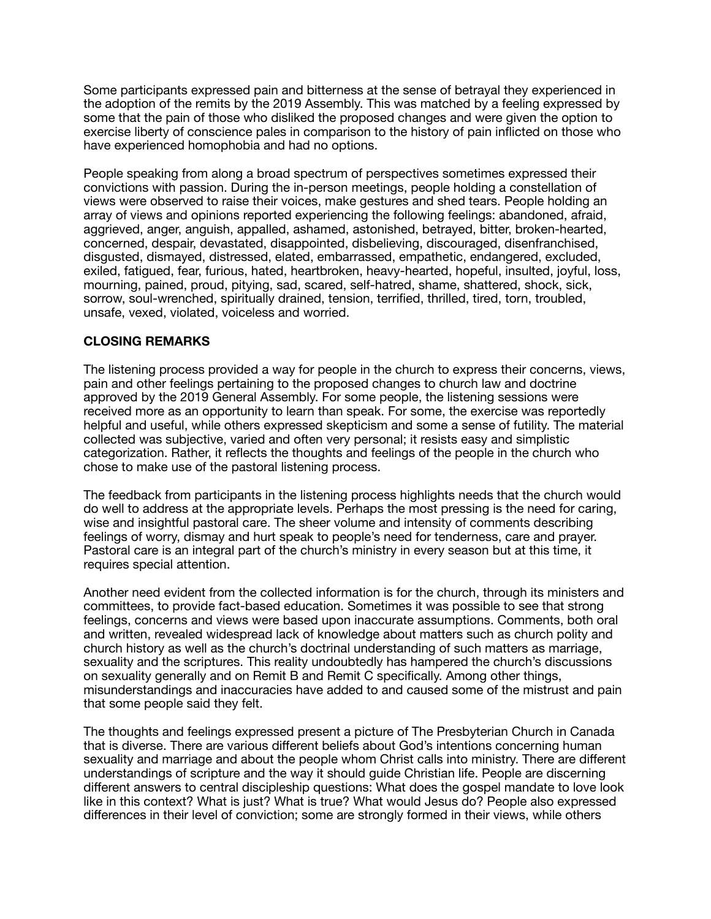Some participants expressed pain and bitterness at the sense of betrayal they experienced in the adoption of the remits by the 2019 Assembly. This was matched by a feeling expressed by some that the pain of those who disliked the proposed changes and were given the option to exercise liberty of conscience pales in comparison to the history of pain inflicted on those who have experienced homophobia and had no options.

People speaking from along a broad spectrum of perspectives sometimes expressed their convictions with passion. During the in-person meetings, people holding a constellation of views were observed to raise their voices, make gestures and shed tears. People holding an array of views and opinions reported experiencing the following feelings: abandoned, afraid, aggrieved, anger, anguish, appalled, ashamed, astonished, betrayed, bitter, broken-hearted, concerned, despair, devastated, disappointed, disbelieving, discouraged, disenfranchised, disgusted, dismayed, distressed, elated, embarrassed, empathetic, endangered, excluded, exiled, fatigued, fear, furious, hated, heartbroken, heavy-hearted, hopeful, insulted, joyful, loss, mourning, pained, proud, pitying, sad, scared, self-hatred, shame, shattered, shock, sick, sorrow, soul-wrenched, spiritually drained, tension, terrified, thrilled, tired, torn, troubled, unsafe, vexed, violated, voiceless and worried.

## CLOSING REMARKS

The listening process provided a way for people in the church to express their concerns, views, pain and other feelings pertaining to the proposed changes to church law and doctrine approved by the 2019 General Assembly. For some people, the listening sessions were received more as an opportunity to learn than speak. For some, the exercise was reportedly helpful and useful, while others expressed skepticism and some a sense of futility. The material collected was subjective, varied and often very personal; it resists easy and simplistic categorization. Rather, it reflects the thoughts and feelings of the people in the church who chose to make use of the pastoral listening process.

The feedback from participants in the listening process highlights needs that the church would do well to address at the appropriate levels. Perhaps the most pressing is the need for caring, wise and insightful pastoral care. The sheer volume and intensity of comments describing feelings of worry, dismay and hurt speak to people's need for tenderness, care and prayer. Pastoral care is an integral part of the church's ministry in every season but at this time, it requires special attention.

Another need evident from the collected information is for the church, through its ministers and committees, to provide fact-based education. Sometimes it was possible to see that strong feelings, concerns and views were based upon inaccurate assumptions. Comments, both oral and written, revealed widespread lack of knowledge about matters such as church polity and church history as well as the church's doctrinal understanding of such matters as marriage, sexuality and the scriptures. This reality undoubtedly has hampered the church's discussions on sexuality generally and on Remit B and Remit C specifically. Among other things, misunderstandings and inaccuracies have added to and caused some of the mistrust and pain that some people said they felt.

The thoughts and feelings expressed present a picture of The Presbyterian Church in Canada that is diverse. There are various different beliefs about God's intentions concerning human sexuality and marriage and about the people whom Christ calls into ministry. There are different understandings of scripture and the way it should guide Christian life. People are discerning different answers to central discipleship questions: What does the gospel mandate to love look like in this context? What is just? What is true? What would Jesus do? People also expressed differences in their level of conviction; some are strongly formed in their views, while others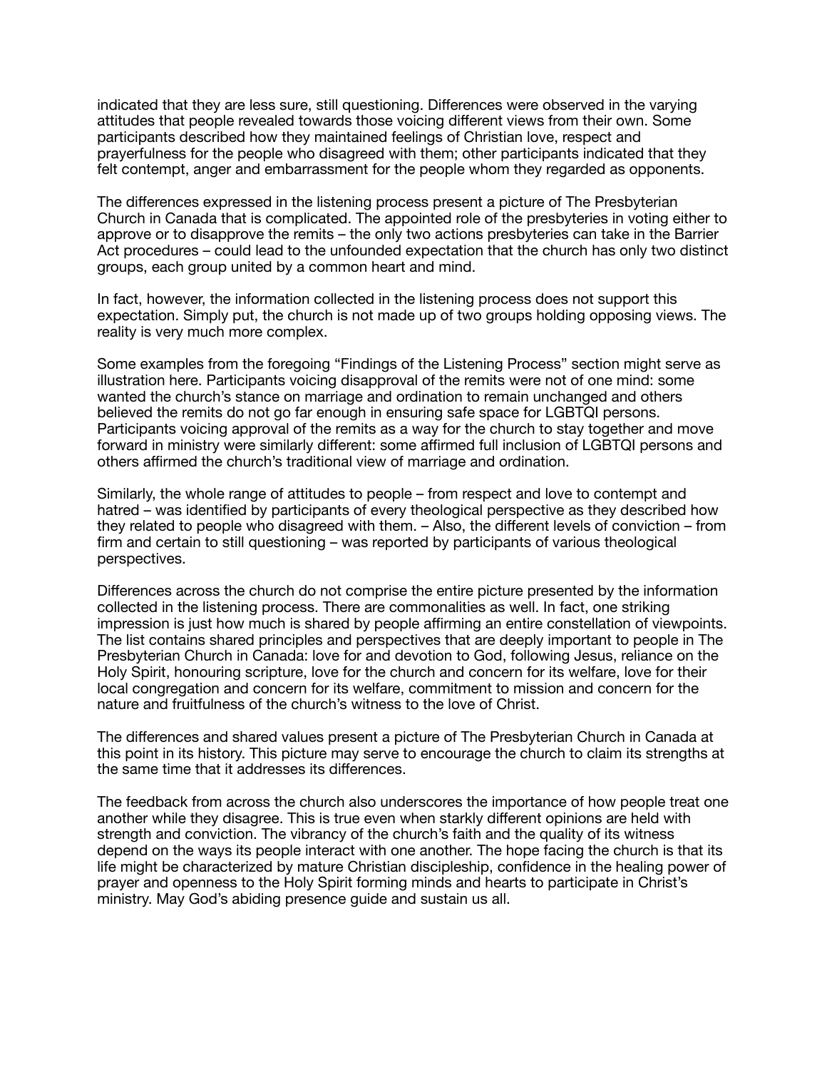indicated that they are less sure, still questioning. Differences were observed in the varying attitudes that people revealed towards those voicing different views from their own. Some participants described how they maintained feelings of Christian love, respect and prayerfulness for the people who disagreed with them; other participants indicated that they felt contempt, anger and embarrassment for the people whom they regarded as opponents.

The differences expressed in the listening process present a picture of The Presbyterian Church in Canada that is complicated. The appointed role of the presbyteries in voting either to approve or to disapprove the remits – the only two actions presbyteries can take in the Barrier Act procedures – could lead to the unfounded expectation that the church has only two distinct groups, each group united by a common heart and mind.

In fact, however, the information collected in the listening process does not support this expectation. Simply put, the church is not made up of two groups holding opposing views. The reality is very much more complex.

Some examples from the foregoing "Findings of the Listening Process" section might serve as illustration here. Participants voicing disapproval of the remits were not of one mind: some wanted the church's stance on marriage and ordination to remain unchanged and others believed the remits do not go far enough in ensuring safe space for LGBTQI persons. Participants voicing approval of the remits as a way for the church to stay together and move forward in ministry were similarly different: some affirmed full inclusion of LGBTQI persons and others affirmed the church's traditional view of marriage and ordination.

Similarly, the whole range of attitudes to people – from respect and love to contempt and hatred – was identified by participants of every theological perspective as they described how they related to people who disagreed with them. – Also, the different levels of conviction – from firm and certain to still questioning – was reported by participants of various theological perspectives.

Differences across the church do not comprise the entire picture presented by the information collected in the listening process. There are commonalities as well. In fact, one striking impression is just how much is shared by people affirming an entire constellation of viewpoints. The list contains shared principles and perspectives that are deeply important to people in The Presbyterian Church in Canada: love for and devotion to God, following Jesus, reliance on the Holy Spirit, honouring scripture, love for the church and concern for its welfare, love for their local congregation and concern for its welfare, commitment to mission and concern for the nature and fruitfulness of the church's witness to the love of Christ.

The differences and shared values present a picture of The Presbyterian Church in Canada at this point in its history. This picture may serve to encourage the church to claim its strengths at the same time that it addresses its differences.

The feedback from across the church also underscores the importance of how people treat one another while they disagree. This is true even when starkly different opinions are held with strength and conviction. The vibrancy of the church's faith and the quality of its witness depend on the ways its people interact with one another. The hope facing the church is that its life might be characterized by mature Christian discipleship, confidence in the healing power of prayer and openness to the Holy Spirit forming minds and hearts to participate in Christ's ministry. May God's abiding presence guide and sustain us all.